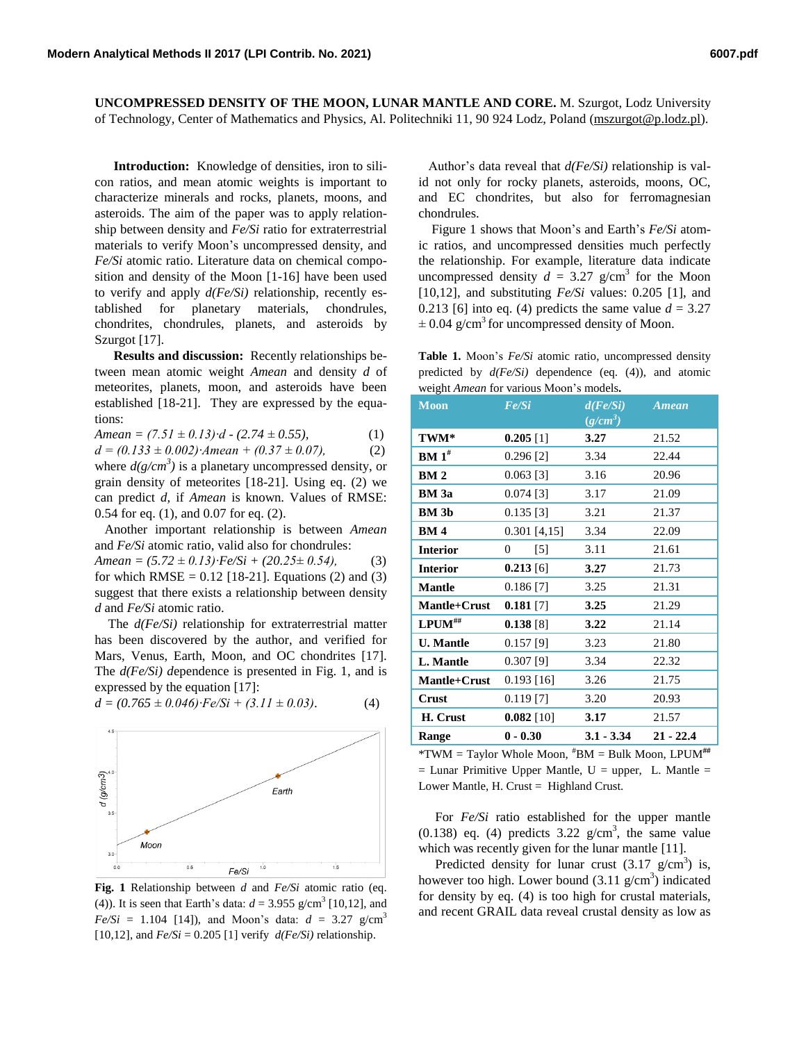**UNCOMPRESSED DENSITY OF THE MOON, LUNAR MANTLE AND CORE.** M. Szurgot, Lodz University of Technology, Center of Mathematics and Physics, Al. Politechniki 11, 90 924 Lodz, Poland (mszurgot@p.lodz.pl).

**Introduction:** Knowledge of densities, iron to silicon ratios, and mean atomic weights is important to characterize minerals and rocks, planets, moons, and asteroids. The aim of the paper was to apply relationship between density and *Fe/Si* ratio for extraterrestrial materials to verify Moon's uncompressed density, and *Fe/Si* atomic ratio. Literature data on chemical composition and density of the Moon [1-16] have been used to verify and apply *d(Fe/Si)* relationship, recently established for planetary materials, chondrules, chondrites, chondrules, planets, and asteroids by Szurgot [17].

**Results and discussion:** Recently relationships between mean atomic weight *Amean* and density *d* of meteorites, planets, moon, and asteroids have been established [18-21]. They are expressed by the equations:

$$Amean = (7.51 \pm 0.13)\cdot d - (2.74 \pm 0.55), \quad (1)$$

$$d = (0.133 \pm 0.002)\cdot Amean + (0.37 \pm 0.07), \quad (2)$$

where $d(g/cm^3)$ is a planetary uncompressed density, or grain density of meteorites [18-21]. Using eq. (2) we can predict *d,* if *Amean* is known. Values of RMSE: 0.54 for eq. (1), and 0.07 for eq. (2).

Another important relationship is between *Amean* and *Fe/Si* atomic ratio, valid also for chondrules:

$$Amean = (5.72 \pm 0.13)\cdot Fe/Si + (20.25 \pm 0.54), \quad (3)$$

for which RMSE = 0.12 [18-21]. Equations (2) and (3) suggest that there exists a relationship between density *d* and *Fe/Si* atomic ratio.

The *d(Fe/Si)* relationship for extraterrestrial matter has been discovered by the author, and verified for Mars, Venus, Earth, Moon, and OC chondrites [17]. The *d(Fe/Si)* dependence is presented in Fig. 1, and is expressed by the equation [17]:

$$d = (0.765 \pm 0.046)\cdot Fe/Si + (3.11 \pm 0.03). \quad (4)$$

**Fig. 1** Relationship between *d* and *Fe/Si* atomic ratio (eq. (4)). It is seen that Earth's data: $d = 3.955$ g/cm$^3$ [10,12], and *Fe/Si* = 1.104 [14]), and Moon's data: $d = 3.27$ g/cm$^3$ [10,12], and *Fe/Si* = 0.205 [1] verify *d(Fe/Si)* relationship.

Author's data reveal that *d(Fe/Si)* relationship is valid not only for rocky planets, asteroids, moons, OC, and EC chondrites, but also for ferromagnesian chondrules.

Figure 1 shows that Moon's and Earth's *Fe/Si* atomic ratios, and uncompressed densities much perfectly the relationship. For example, literature data indicate uncompressed density $d = 3.27$ g/cm$^3$ for the Moon [10,12], and substituting *Fe/Si* values: 0.205 [1], and 0.213 [6] into eq. (4) predicts the same value $d = 3.27 \pm 0.04$ g/cm$^3$ for uncompressed density of Moon.

**Table 1.** Moon's *Fe/Si* atomic ratio, uncompressed density predicted by *d(Fe/Si)* dependence (eq. (4)), and atomic weight *Amean* for various Moon's models.

| Moon | Fe/Si | d(Fe/Si) (g/cm$^3$) | Amean |
|---|---|---|---|
| **TWM*** | **0.205** [1] | **3.27** | 21.52 |
| **BM 1#** | 0.296 [2] | 3.34 | 22.44 |
| **BM 2** | 0.063 [3] | 3.16 | 20.96 |
| **BM 3a** | 0.074 [3] | 3.17 | 21.09 |
| **BM 3b** | 0.135 [3] | 3.21 | 21.37 |
| **BM 4** | 0.301 [4,15] | 3.34 | 22.09 |
| **Interior** | 0 [5] | 3.11 | 21.61 |
| **Interior** | **0.213** [6] | **3.27** | 21.73 |
| **Mantle** | 0.186 [7] | 3.25 | 21.31 |
| **Mantle+Crust** | **0.181** [7] | **3.25** | 21.29 |
| **LPUM##** | **0.138** [8] | **3.22** | 21.14 |
| **U. Mantle** | 0.157 [9] | 3.23 | 21.80 |
| **L. Mantle** | 0.307 [9] | 3.34 | 22.32 |
| **Mantle+Crust** | 0.193 [16] | 3.26 | 21.75 |
| **Crust** | 0.119 [7] | 3.20 | 20.93 |
| **H. Crust** | **0.082** [10] | **3.17** | 21.57 |
| **Range** | **0 - 0.30** | **3.1 - 3.34** | **21 - 22.4** |

*TWM = Taylor Whole Moon, #BM = Bulk Moon, LPUM## = Lunar Primitive Upper Mantle, U = upper, L. Mantle = Lower Mantle, H. Crust = Highland Crust.

For *Fe/Si* ratio established for the upper mantle (0.138) eq. (4) predicts 3.22 g/cm$^3$, the same value which was recently given for the lunar mantle [11].

Predicted density for lunar crust (3.17 g/cm$^3$) is, however too high. Lower bound (3.11 g/cm$^3$) indicated for density by eq. (4) is too high for crustal materials, and recent GRAIL data reveal crustal density as low as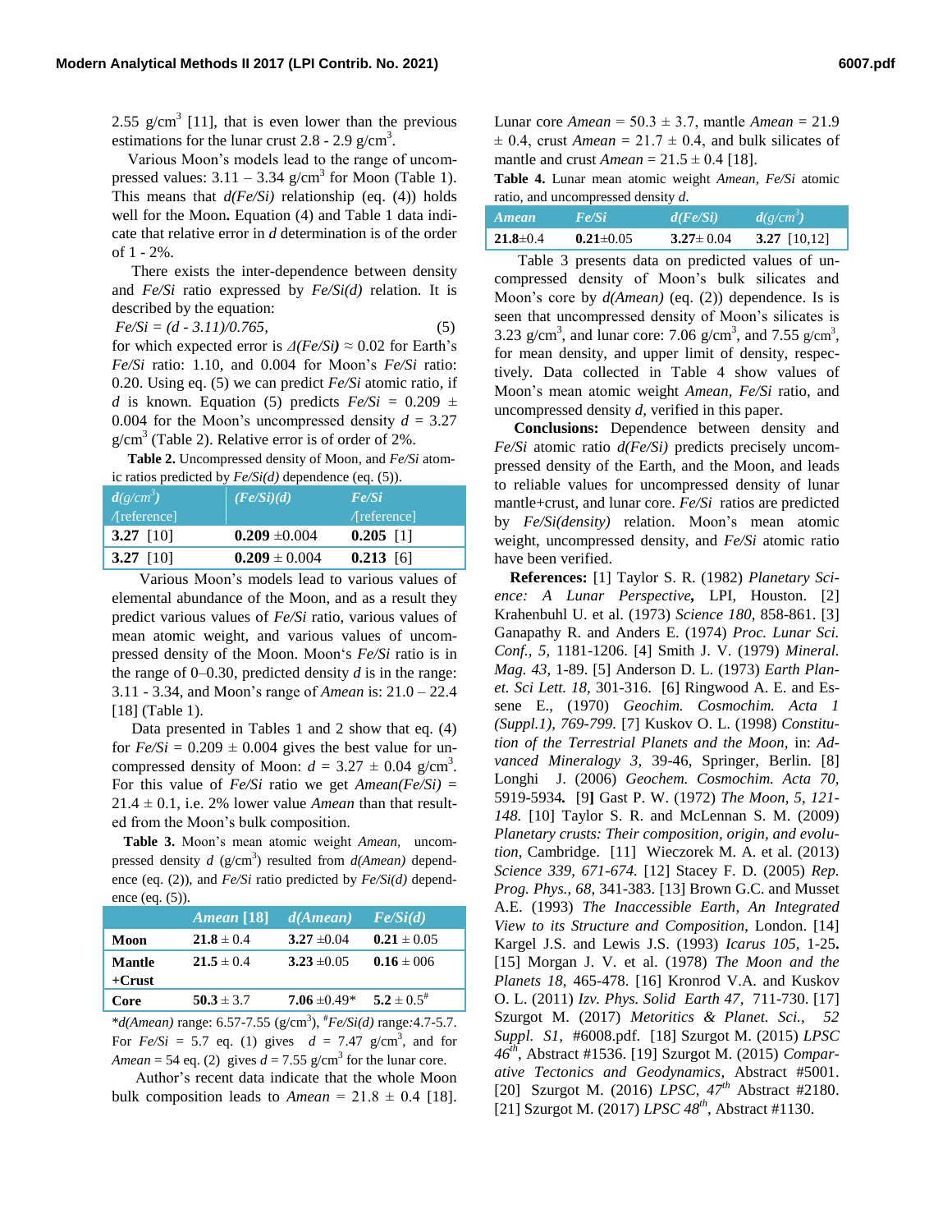2.55 $g/cm^3$ [11], that is even lower than the previous estimations for the lunar crust 2.8 - 2.9 $g/cm^3$.

Various Moon's models lead to the range of uncompressed values: 3.11 – 3.34 $g/cm^3$ for Moon (Table 1). This means that *d(Fe/Si)* relationship (eq. (4)) holds well for the Moon**.** Equation (4) and Table 1 data indicate that relative error in *d* determination is of the order of 1 - 2%.

There exists the inter-dependence between density and *Fe/Si* ratio expressed by *Fe/Si(d)* relation. It is described by the equation:

$$Fe/Si = (d - 3.11)/0.765, \quad (5)$$

for which expected error is $\Delta(Fe/Si) \approx 0.02$ for Earth's *Fe/Si* ratio: 1.10, and 0.004 for Moon's *Fe/Si* ratio: 0.20. Using eq. (5) we can predict *Fe/Si* atomic ratio, if *d* is known. Equation (5) predicts *Fe/Si* = 0.209 ± 0.004 for the Moon's uncompressed density *d* = 3.27 $g/cm^3$ (Table 2). Relative error is of order of 2%.

**Table 2.** Uncompressed density of Moon, and *Fe/Si* atomic ratios predicted by *Fe/Si(d)* dependence (eq. (5)).

| $d (g/cm^3)$ /[reference] | *(Fe/Si)(d)* | *Fe/Si* /[reference] |
|---|---|---|
| **3.27** [10] | **0.209** ±0.004 | **0.205** [1] |
| **3.27** [10] | **0.209** ± 0.004 | **0.213** [6] |

Various Moon's models lead to various values of elemental abundance of the Moon, and as a result they predict various values of *Fe/Si* ratio, various values of mean atomic weight, and various values of uncompressed density of the Moon. Moon's *Fe/Si* ratio is in the range of 0–0.30, predicted density *d* is in the range: 3.11 - 3.34, and Moon's range of *Amean* is: 21.0 – 22.4 [18] (Table 1).

Data presented in Tables 1 and 2 show that eq. (4) for *Fe/Si* = 0.209 ± 0.004 gives the best value for uncompressed density of Moon: *d* = 3.27 ± 0.04 $g/cm^3$. For this value of *Fe/Si* ratio we get *Amean(Fe/Si)* = 21.4 ± 0.1, i.e. 2% lower value *Amean* than that resulted from the Moon's bulk composition.

**Table 3.** Moon's mean atomic weight *Amean,* uncompressed density *d* ($g/cm^3$) resulted from *d(Amean)* dependence (eq. (2)), and *Fe/Si* ratio predicted by *Fe/Si(d)* dependence (eq. (5)).

| | *Amean* [18] | *d(Amean)* | *Fe/Si(d)* |
|---|---|---|---|
| **Moon** | **21.8** ± 0.4 | **3.27** ±0.04 | **0.21** ± 0.05 |
| **Mantle +Crust** | **21.5** ± 0.4 | **3.23** ±0.05 | **0.16** ± 006 |
| **Core** | **50.3** ± 3.7 | **7.06** ±0.49* | **5.2** ± 0.5# |

\**d(Amean)* range: 6.57-7.55 ($g/cm^3$), #*Fe/Si(d)* range:4.7-5.7. For *Fe/Si* = 5.7 eq. (1) gives *d* = 7.47 $g/cm^3$, and for *Amean* = 54 eq. (2) gives *d* = 7.55 $g/cm^3$ for the lunar core.

Author's recent data indicate that the whole Moon bulk composition leads to *Amean* = 21.8 ± 0.4 [18]. Lunar core *Amean* = 50.3 ± 3.7, mantle *Amean* = 21.9 ± 0.4, crust *Amean* = 21.7 ± 0.4, and bulk silicates of mantle and crust *Amean* = 21.5 ± 0.4 [18].

**Table 4.** Lunar mean atomic weight *Amean*, *Fe/Si* atomic ratio, and uncompressed density *d*.

| *Amean* | *Fe/Si* | *d(Fe/Si)* | $d (g/cm^3)$ |
|---|---|---|---|
| **21.8**±0.4 | **0.21**±0.05 | **3.27**± 0.04 | **3.27** [10,12] |

Table 3 presents data on predicted values of uncompressed density of Moon's bulk silicates and Moon's core by *d(Amean)* (eq. (2)) dependence. Is is seen that uncompressed density of Moon's silicates is 3.23 $g/cm^3$, and lunar core: 7.06 $g/cm^3$, and 7.55 $g/cm^3$, for mean density, and upper limit of density, respectively. Data collected in Table 4 show values of Moon's mean atomic weight *Amean*, *Fe/Si* ratio, and uncompressed density *d*, verified in this paper.

**Conclusions:** Dependence between density and *Fe/Si* atomic ratio *d(Fe/Si)* predicts precisely uncompressed density of the Earth, and the Moon, and leads to reliable values for uncompressed density of lunar mantle+crust, and lunar core. *Fe/Si* ratios are predicted by *Fe/Si(density)* relation. Moon's mean atomic weight, uncompressed density, and *Fe/Si* atomic ratio have been verified.

**References:** [1] Taylor S. R. (1982) *Planetary Science: A Lunar Perspective***,** LPI, Houston. [2] Krahenbuhl U. et al. (1973) *Science 180*, 858-861. [3] Ganapathy R. and Anders E. (1974) *Proc. Lunar Sci. Conf., 5,* 1181-1206. [4] Smith J. V. (1979) *Mineral. Mag. 43,* 1-89. [5] Anderson D. L. (1973) *Earth Planet. Sci Lett. 18,* 301-316. [6] Ringwood A. E. and Essene E., (1970) *Geochim. Cosmochim. Acta 1 (Suppl.1), 769-799.* [7] Kuskov O. L. (1998) *Constitution of the Terrestrial Planets and the Moon*, in: *Advanced Mineralogy 3,* 39-46, Springer, Berlin. [8] Longhi J. (2006) *Geochem. Cosmochim. Acta 70,* 5919-5934**.** [9**]** Gast P. W. (1972) *The Moon, 5, 121-148.* [10] Taylor S. R. and McLennan S. M. (2009) *Planetary crusts: Their composition, origin, and evolution*, Cambridge. [11] Wieczorek M. A. et al. (2013) *Science 339, 671-674.* [12] Stacey F. D. (2005) *Rep. Prog. Phys., 68,* 341-383. [13] Brown G.C. and Musset A.E. (1993) *The Inaccessible Earth, An Integrated View to its Structure and Composition*, London. [14] Kargel J.S. and Lewis J.S. (1993) *Icarus 105*, 1-25**.** [15] Morgan J. V. et al. (1978) *The Moon and the Planets 18,* 465-478. [16] Kronrod V.A. and Kuskov O. L. (2011) *Izv. Phys. Solid Earth 47,* 711-730. [17] Szurgot M. (2017) *Metoritics & Planet. Sci., 52 Suppl. S1,* #6008.pdf. [18] Szurgot M. (2015) *LPSC 46th*, Abstract #1536. [19] Szurgot M. (2015) *Comparative Tectonics and Geodynamics*, Abstract #5001. [20] Szurgot M. (2016) *LPSC, 47th* Abstract #2180. [21] Szurgot M. (2017) *LPSC 48th*, Abstract #1130.